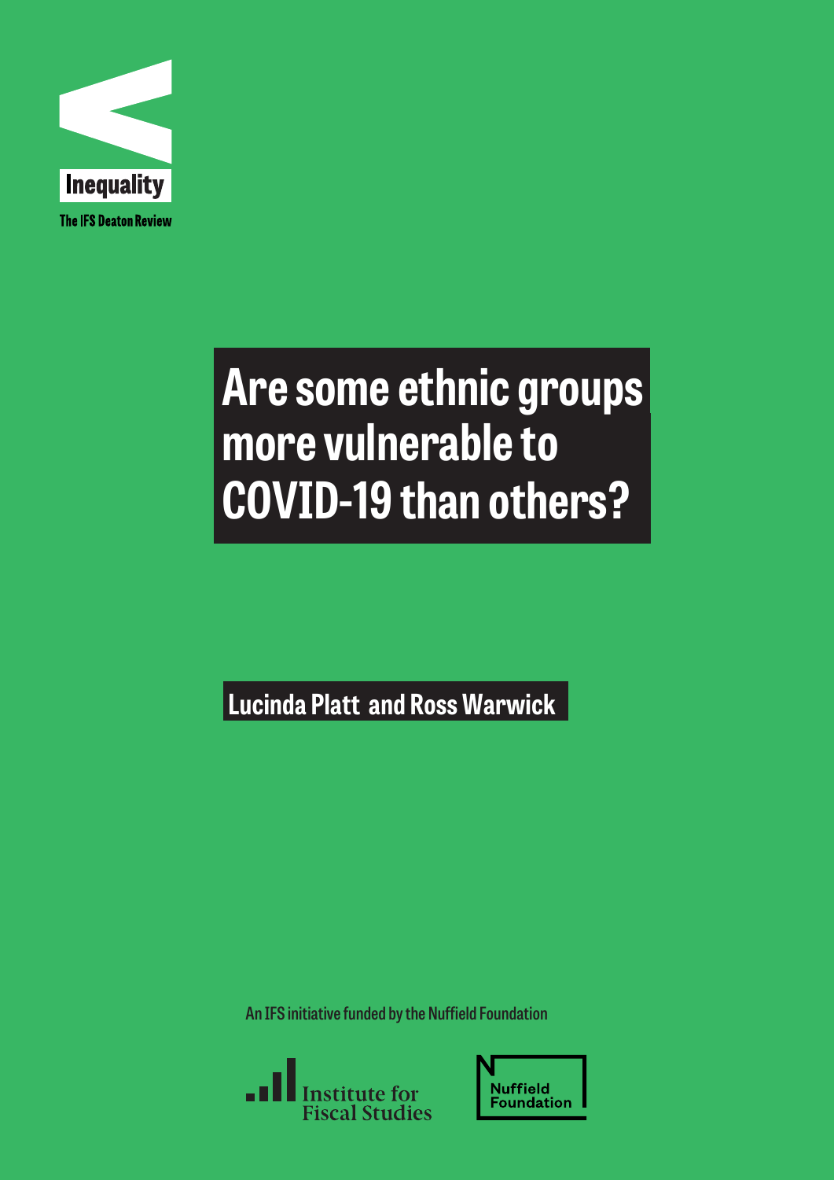Inequality

The IFS Deaton Review

# Are some ethnic groups more vulnerable to COVID-19 than others?

**Lucinda Platt and Ross Warwick**

An IFS initiative funded by the Nuffield Foundation

Institute for Fiscal Studies

Nuffield Foundation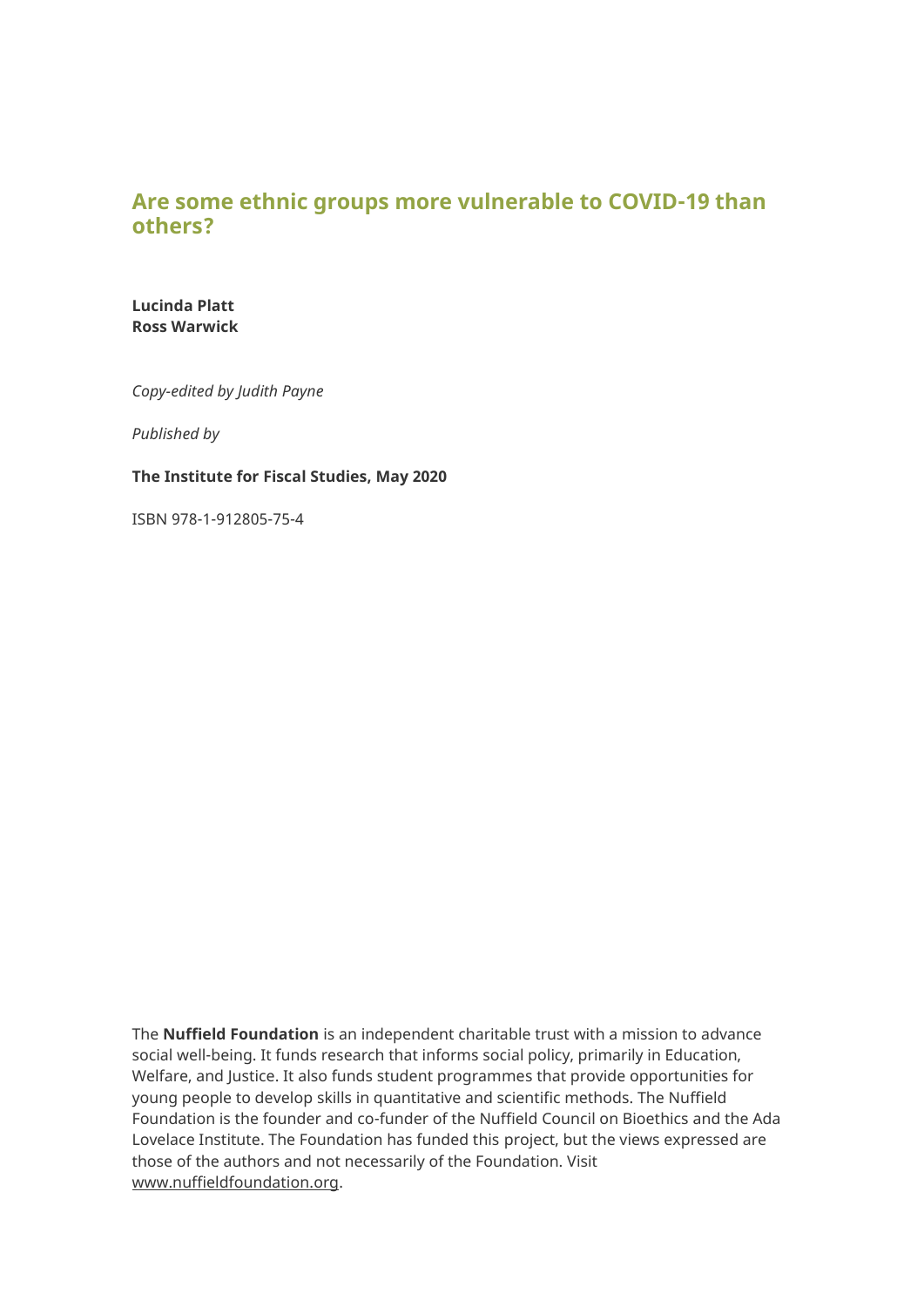# Are some ethnic groups more vulnerable to COVID-19 than others?

**Lucinda Platt**
**Ross Warwick**

*Copy-edited by Judith Payne*

*Published by*

**The Institute for Fiscal Studies, May 2020**

ISBN 978-1-912805-75-4

The **Nuffield Foundation** is an independent charitable trust with a mission to advance social well-being. It funds research that informs social policy, primarily in Education, Welfare, and Justice. It also funds student programmes that provide opportunities for young people to develop skills in quantitative and scientific methods. The Nuffield Foundation is the founder and co-funder of the Nuffield Council on Bioethics and the Ada Lovelace Institute. The Foundation has funded this project, but the views expressed are those of the authors and not necessarily of the Foundation. Visit www.nuffieldfoundation.org.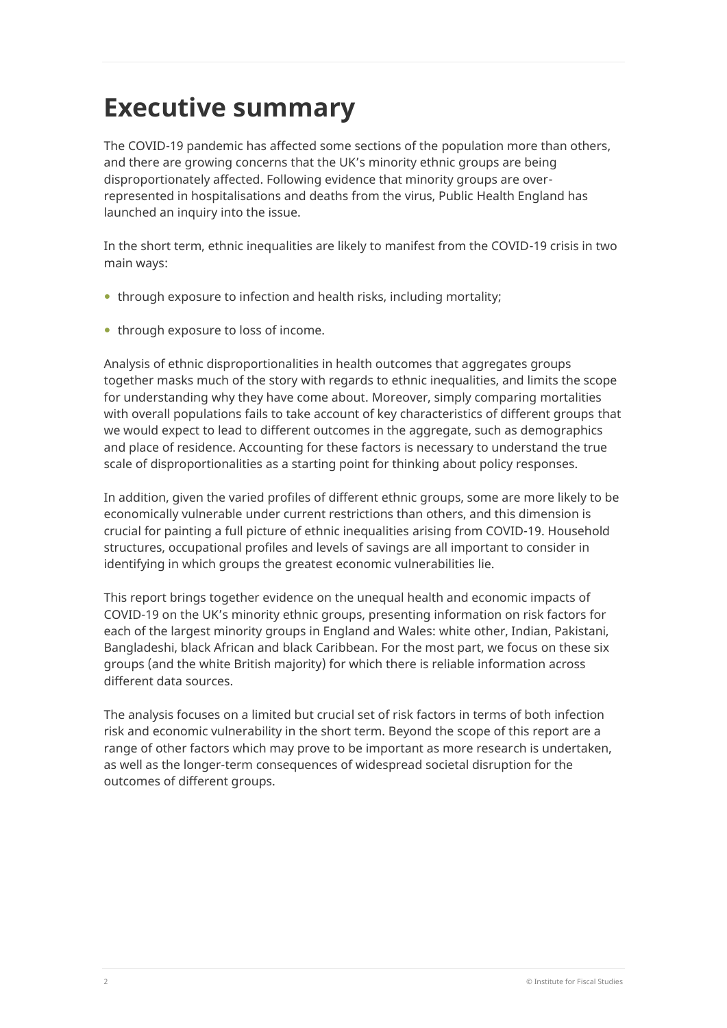# Executive summary

The COVID-19 pandemic has affected some sections of the population more than others, and there are growing concerns that the UK's minority ethnic groups are being disproportionately affected. Following evidence that minority groups are over-represented in hospitalisations and deaths from the virus, Public Health England has launched an inquiry into the issue.

In the short term, ethnic inequalities are likely to manifest from the COVID-19 crisis in two main ways:

- through exposure to infection and health risks, including mortality;
- through exposure to loss of income.

Analysis of ethnic disproportionalities in health outcomes that aggregates groups together masks much of the story with regards to ethnic inequalities, and limits the scope for understanding why they have come about. Moreover, simply comparing mortalities with overall populations fails to take account of key characteristics of different groups that we would expect to lead to different outcomes in the aggregate, such as demographics and place of residence. Accounting for these factors is necessary to understand the true scale of disproportionalities as a starting point for thinking about policy responses.

In addition, given the varied profiles of different ethnic groups, some are more likely to be economically vulnerable under current restrictions than others, and this dimension is crucial for painting a full picture of ethnic inequalities arising from COVID-19. Household structures, occupational profiles and levels of savings are all important to consider in identifying in which groups the greatest economic vulnerabilities lie.

This report brings together evidence on the unequal health and economic impacts of COVID-19 on the UK's minority ethnic groups, presenting information on risk factors for each of the largest minority groups in England and Wales: white other, Indian, Pakistani, Bangladeshi, black African and black Caribbean. For the most part, we focus on these six groups (and the white British majority) for which there is reliable information across different data sources.

The analysis focuses on a limited but crucial set of risk factors in terms of both infection risk and economic vulnerability in the short term. Beyond the scope of this report are a range of other factors which may prove to be important as more research is undertaken, as well as the longer-term consequences of widespread societal disruption for the outcomes of different groups.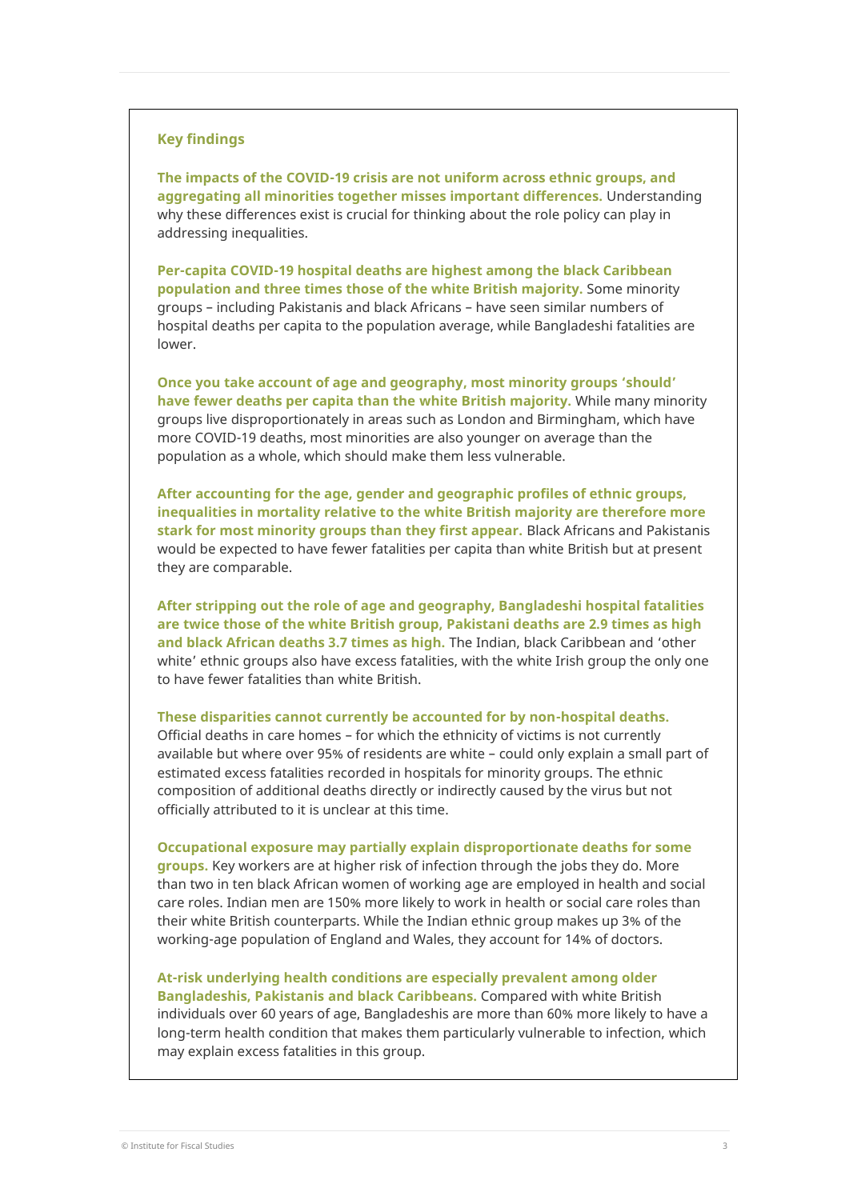## Key findings

**The impacts of the COVID-19 crisis are not uniform across ethnic groups, and aggregating all minorities together misses important differences.** Understanding why these differences exist is crucial for thinking about the role policy can play in addressing inequalities.

**Per-capita COVID-19 hospital deaths are highest among the black Caribbean population and three times those of the white British majority.** Some minority groups – including Pakistanis and black Africans – have seen similar numbers of hospital deaths per capita to the population average, while Bangladeshi fatalities are lower.

**Once you take account of age and geography, most minority groups 'should' have fewer deaths per capita than the white British majority.** While many minority groups live disproportionately in areas such as London and Birmingham, which have more COVID-19 deaths, most minorities are also younger on average than the population as a whole, which should make them less vulnerable.

**After accounting for the age, gender and geographic profiles of ethnic groups, inequalities in mortality relative to the white British majority are therefore more stark for most minority groups than they first appear.** Black Africans and Pakistanis would be expected to have fewer fatalities per capita than white British but at present they are comparable.

**After stripping out the role of age and geography, Bangladeshi hospital fatalities are twice those of the white British group, Pakistani deaths are 2.9 times as high and black African deaths 3.7 times as high.** The Indian, black Caribbean and 'other white' ethnic groups also have excess fatalities, with the white Irish group the only one to have fewer fatalities than white British.

**These disparities cannot currently be accounted for by non-hospital deaths.** Official deaths in care homes – for which the ethnicity of victims is not currently available but where over 95% of residents are white – could only explain a small part of estimated excess fatalities recorded in hospitals for minority groups. The ethnic composition of additional deaths directly or indirectly caused by the virus but not officially attributed to it is unclear at this time.

**Occupational exposure may partially explain disproportionate deaths for some groups.** Key workers are at higher risk of infection through the jobs they do. More than two in ten black African women of working age are employed in health and social care roles. Indian men are 150% more likely to work in health or social care roles than their white British counterparts. While the Indian ethnic group makes up 3% of the working-age population of England and Wales, they account for 14% of doctors.

**At-risk underlying health conditions are especially prevalent among older Bangladeshis, Pakistanis and black Caribbeans.** Compared with white British individuals over 60 years of age, Bangladeshis are more than 60% more likely to have a long-term health condition that makes them particularly vulnerable to infection, which may explain excess fatalities in this group.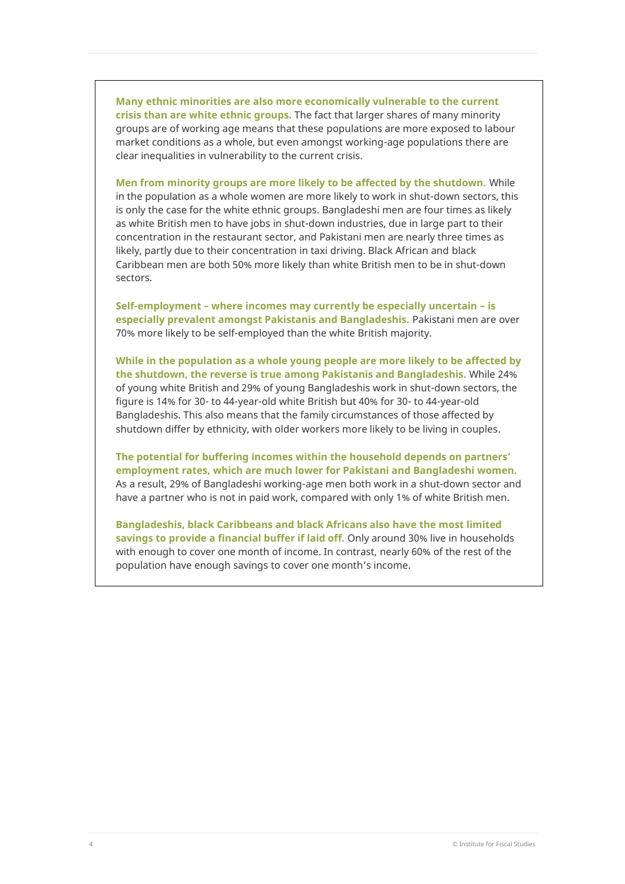**Many ethnic minorities are also more economically vulnerable to the current crisis than are white ethnic groups.** The fact that larger shares of many minority groups are of working age means that these populations are more exposed to labour market conditions as a whole, but even amongst working-age populations there are clear inequalities in vulnerability to the current crisis.

**Men from minority groups are more likely to be affected by the shutdown.** While in the population as a whole women are more likely to work in shut-down sectors, this is only the case for the white ethnic groups. Bangladeshi men are four times as likely as white British men to have jobs in shut-down industries, due in large part to their concentration in the restaurant sector, and Pakistani men are nearly three times as likely, partly due to their concentration in taxi driving. Black African and black Caribbean men are both 50% more likely than white British men to be in shut-down sectors.

**Self-employment – where incomes may currently be especially uncertain – is especially prevalent amongst Pakistanis and Bangladeshis.** Pakistani men are over 70% more likely to be self-employed than the white British majority.

**While in the population as a whole young people are more likely to be affected by the shutdown, the reverse is true among Pakistanis and Bangladeshis.** While 24% of young white British and 29% of young Bangladeshis work in shut-down sectors, the figure is 14% for 30- to 44-year-old white British but 40% for 30- to 44-year-old Bangladeshis. This also means that the family circumstances of those affected by shutdown differ by ethnicity, with older workers more likely to be living in couples.

**The potential for buffering incomes within the household depends on partners' employment rates, which are much lower for Pakistani and Bangladeshi women.** As a result, 29% of Bangladeshi working-age men both work in a shut-down sector and have a partner who is not in paid work, compared with only 1% of white British men.

**Bangladeshis, black Caribbeans and black Africans also have the most limited savings to provide a financial buffer if laid off.** Only around 30% live in households with enough to cover one month of income. In contrast, nearly 60% of the rest of the population have enough savings to cover one month's income.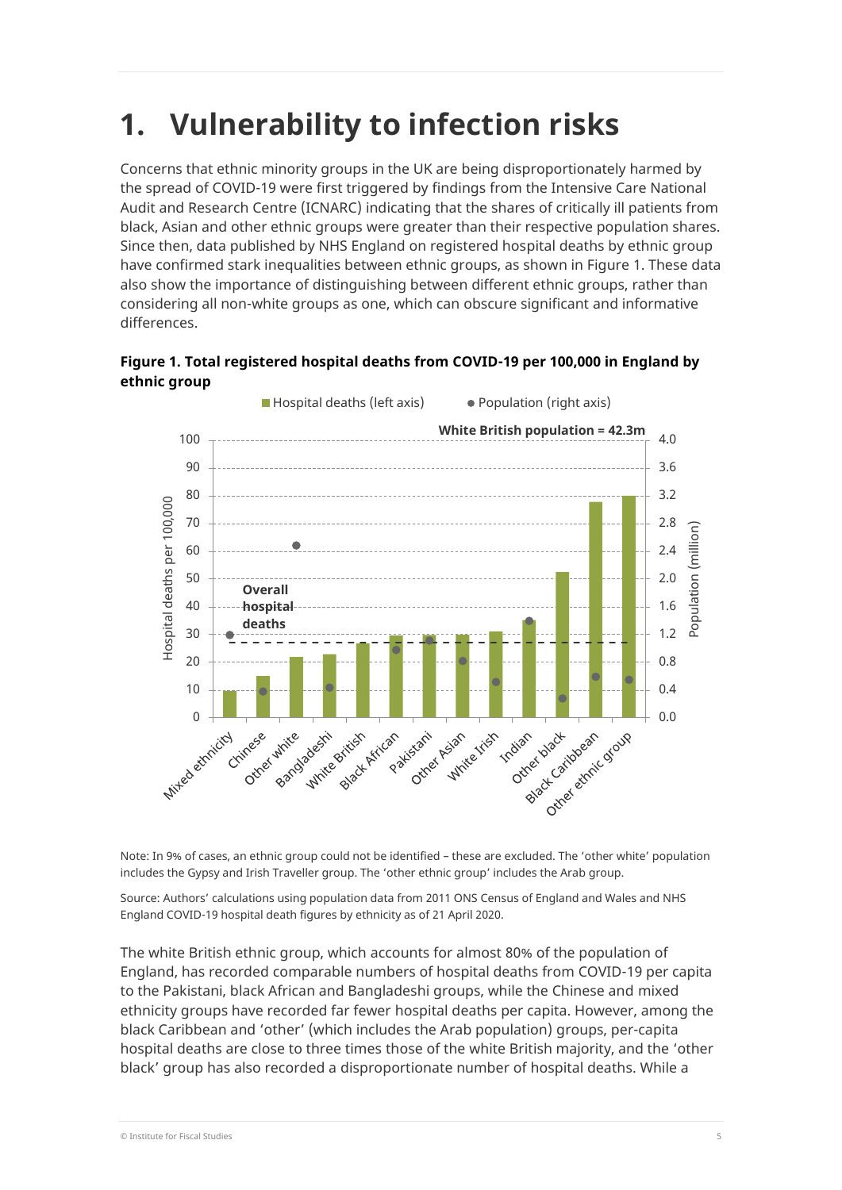# 1. Vulnerability to infection risks

Concerns that ethnic minority groups in the UK are being disproportionately harmed by the spread of COVID-19 were first triggered by findings from the Intensive Care National Audit and Research Centre (ICNARC) indicating that the shares of critically ill patients from black, Asian and other ethnic groups were greater than their respective population shares. Since then, data published by NHS England on registered hospital deaths by ethnic group have confirmed stark inequalities between ethnic groups, as shown in Figure 1. These data also show the importance of distinguishing between different ethnic groups, rather than considering all non-white groups as one, which can obscure significant and informative differences.

**Figure 1. Total registered hospital deaths from COVID-19 per 100,000 in England by ethnic group**

Note: In 9% of cases, an ethnic group could not be identified – these are excluded. The 'other white' population includes the Gypsy and Irish Traveller group. The 'other ethnic group' includes the Arab group.

Source: Authors' calculations using population data from 2011 ONS Census of England and Wales and NHS England COVID-19 hospital death figures by ethnicity as of 21 April 2020.

The white British ethnic group, which accounts for almost 80% of the population of England, has recorded comparable numbers of hospital deaths from COVID-19 per capita to the Pakistani, black African and Bangladeshi groups, while the Chinese and mixed ethnicity groups have recorded far fewer hospital deaths per capita. However, among the black Caribbean and 'other' (which includes the Arab population) groups, per-capita hospital deaths are close to three times those of the white British majority, and the 'other black' group has also recorded a disproportionate number of hospital deaths. While a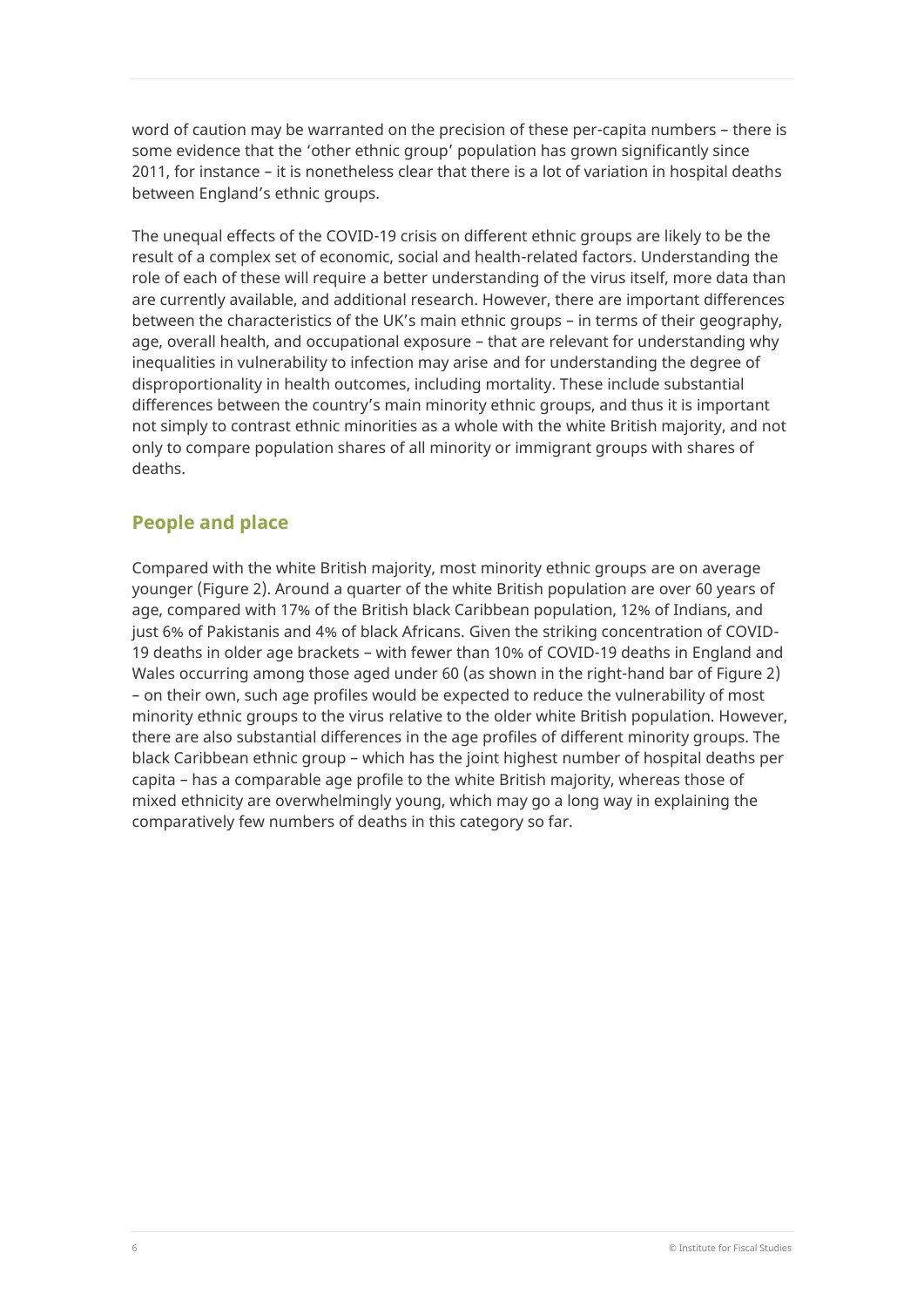word of caution may be warranted on the precision of these per-capita numbers – there is some evidence that the 'other ethnic group' population has grown significantly since 2011, for instance – it is nonetheless clear that there is a lot of variation in hospital deaths between England's ethnic groups.

The unequal effects of the COVID-19 crisis on different ethnic groups are likely to be the result of a complex set of economic, social and health-related factors. Understanding the role of each of these will require a better understanding of the virus itself, more data than are currently available, and additional research. However, there are important differences between the characteristics of the UK's main ethnic groups – in terms of their geography, age, overall health, and occupational exposure – that are relevant for understanding why inequalities in vulnerability to infection may arise and for understanding the degree of disproportionality in health outcomes, including mortality. These include substantial differences between the country's main minority ethnic groups, and thus it is important not simply to contrast ethnic minorities as a whole with the white British majority, and not only to compare population shares of all minority or immigrant groups with shares of deaths.

## People and place

Compared with the white British majority, most minority ethnic groups are on average younger (Figure 2). Around a quarter of the white British population are over 60 years of age, compared with 17% of the British black Caribbean population, 12% of Indians, and just 6% of Pakistanis and 4% of black Africans. Given the striking concentration of COVID-19 deaths in older age brackets – with fewer than 10% of COVID-19 deaths in England and Wales occurring among those aged under 60 (as shown in the right-hand bar of Figure 2) – on their own, such age profiles would be expected to reduce the vulnerability of most minority ethnic groups to the virus relative to the older white British population. However, there are also substantial differences in the age profiles of different minority groups. The black Caribbean ethnic group – which has the joint highest number of hospital deaths per capita – has a comparable age profile to the white British majority, whereas those of mixed ethnicity are overwhelmingly young, which may go a long way in explaining the comparatively few numbers of deaths in this category so far.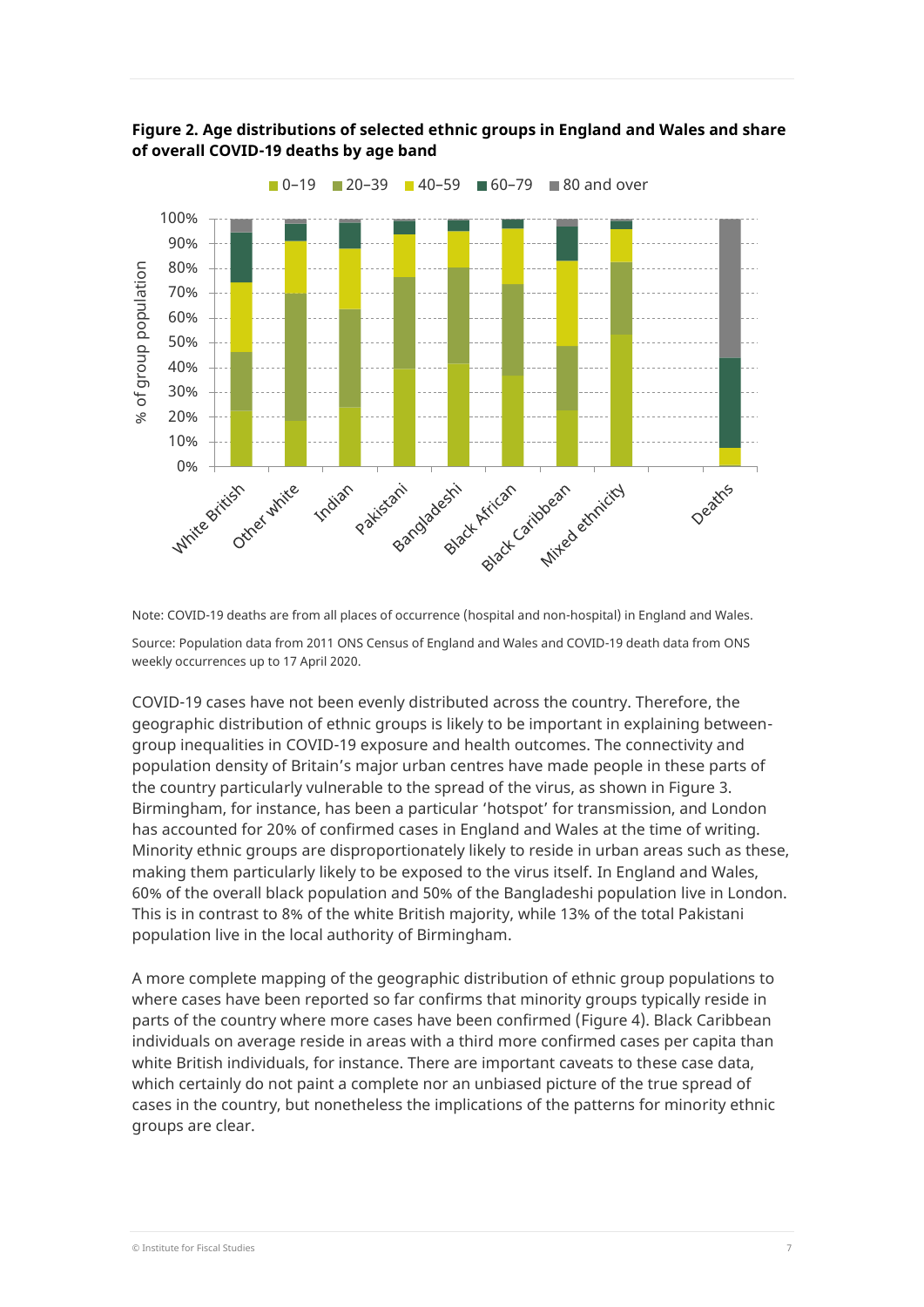**Figure 2. Age distributions of selected ethnic groups in England and Wales and share of overall COVID-19 deaths by age band**

Note: COVID-19 deaths are from all places of occurrence (hospital and non-hospital) in England and Wales.

Source: Population data from 2011 ONS Census of England and Wales and COVID-19 death data from ONS weekly occurrences up to 17 April 2020.

COVID-19 cases have not been evenly distributed across the country. Therefore, the geographic distribution of ethnic groups is likely to be important in explaining between-group inequalities in COVID-19 exposure and health outcomes. The connectivity and population density of Britain's major urban centres have made people in these parts of the country particularly vulnerable to the spread of the virus, as shown in Figure 3. Birmingham, for instance, has been a particular 'hotspot' for transmission, and London has accounted for 20% of confirmed cases in England and Wales at the time of writing. Minority ethnic groups are disproportionately likely to reside in urban areas such as these, making them particularly likely to be exposed to the virus itself. In England and Wales, 60% of the overall black population and 50% of the Bangladeshi population live in London. This is in contrast to 8% of the white British majority, while 13% of the total Pakistani population live in the local authority of Birmingham.

A more complete mapping of the geographic distribution of ethnic group populations to where cases have been reported so far confirms that minority groups typically reside in parts of the country where more cases have been confirmed (Figure 4). Black Caribbean individuals on average reside in areas with a third more confirmed cases per capita than white British individuals, for instance. There are important caveats to these case data, which certainly do not paint a complete nor an unbiased picture of the true spread of cases in the country, but nonetheless the implications of the patterns for minority ethnic groups are clear.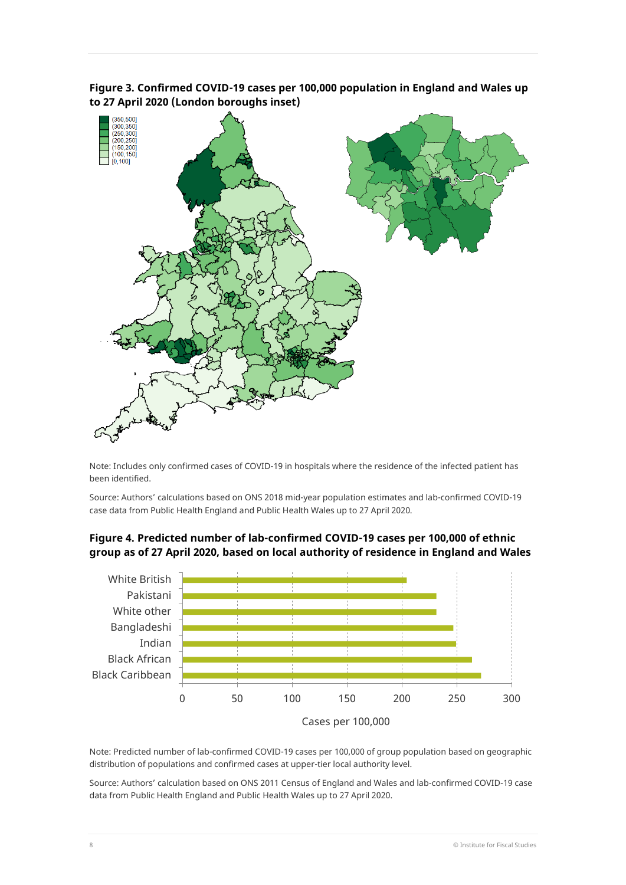**Figure 3. Confirmed COVID-19 cases per 100,000 population in England and Wales up to 27 April 2020 (London boroughs inset)**

Note: Includes only confirmed cases of COVID-19 in hospitals where the residence of the infected patient has been identified.

Source: Authors' calculations based on ONS 2018 mid-year population estimates and lab-confirmed COVID-19 case data from Public Health England and Public Health Wales up to 27 April 2020.

**Figure 4. Predicted number of lab-confirmed COVID-19 cases per 100,000 of ethnic group as of 27 April 2020, based on local authority of residence in England and Wales**

Note: Predicted number of lab-confirmed COVID-19 cases per 100,000 of group population based on geographic distribution of populations and confirmed cases at upper-tier local authority level.

Source: Authors' calculation based on ONS 2011 Census of England and Wales and lab-confirmed COVID-19 case data from Public Health England and Public Health Wales up to 27 April 2020.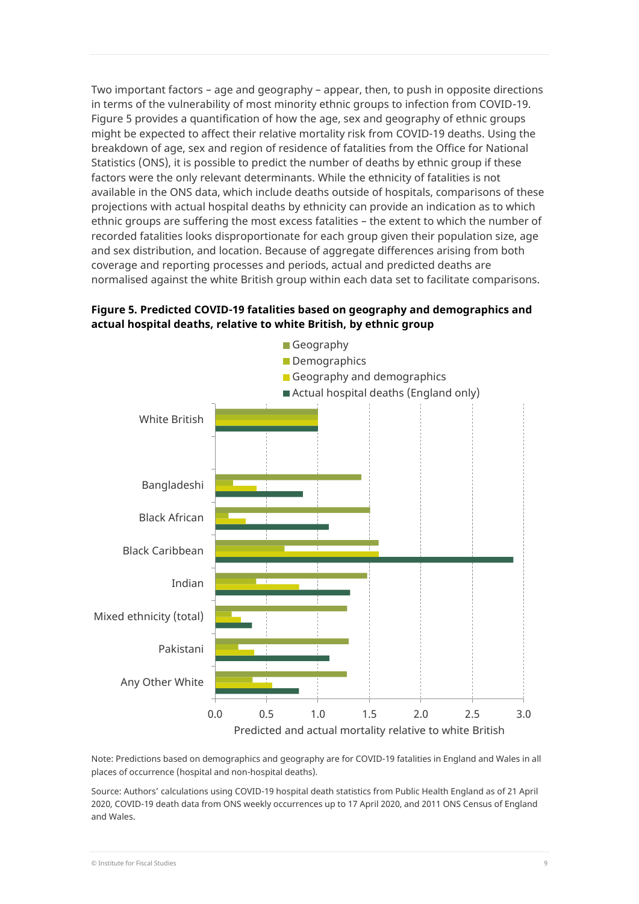Two important factors – age and geography – appear, then, to push in opposite directions in terms of the vulnerability of most minority ethnic groups to infection from COVID-19. Figure 5 provides a quantification of how the age, sex and geography of ethnic groups might be expected to affect their relative mortality risk from COVID-19 deaths. Using the breakdown of age, sex and region of residence of fatalities from the Office for National Statistics (ONS), it is possible to predict the number of deaths by ethnic group if these factors were the only relevant determinants. While the ethnicity of fatalities is not available in the ONS data, which include deaths outside of hospitals, comparisons of these projections with actual hospital deaths by ethnicity can provide an indication as to which ethnic groups are suffering the most excess fatalities – the extent to which the number of recorded fatalities looks disproportionate for each group given their population size, age and sex distribution, and location. Because of aggregate differences arising from both coverage and reporting processes and periods, actual and predicted deaths are normalised against the white British group within each data set to facilitate comparisons.

**Figure 5. Predicted COVID-19 fatalities based on geography and demographics and actual hospital deaths, relative to white British, by ethnic group**

Note: Predictions based on demographics and geography are for COVID-19 fatalities in England and Wales in all places of occurrence (hospital and non-hospital deaths).

Source: Authors' calculations using COVID-19 hospital death statistics from Public Health England as of 21 April 2020, COVID-19 death data from ONS weekly occurrences up to 17 April 2020, and 2011 ONS Census of England and Wales.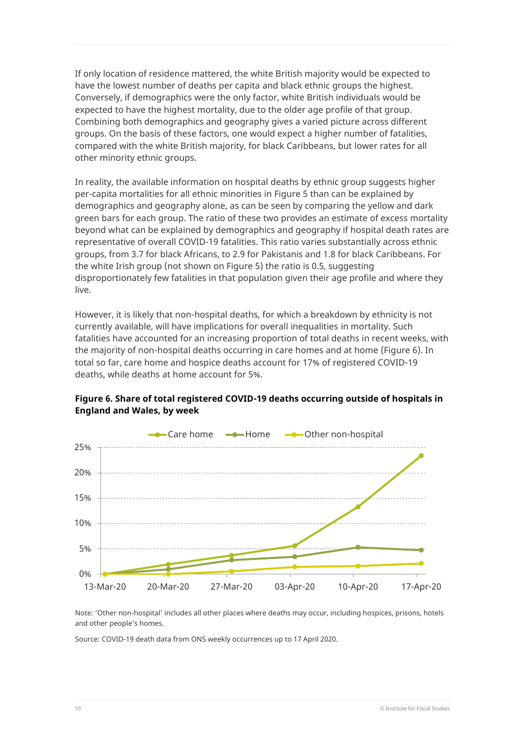If only location of residence mattered, the white British majority would be expected to have the lowest number of deaths per capita and black ethnic groups the highest. Conversely, if demographics were the only factor, white British individuals would be expected to have the highest mortality, due to the older age profile of that group. Combining both demographics and geography gives a varied picture across different groups. On the basis of these factors, one would expect a higher number of fatalities, compared with the white British majority, for black Caribbeans, but lower rates for all other minority ethnic groups.

In reality, the available information on hospital deaths by ethnic group suggests higher per-capita mortalities for all ethnic minorities in Figure 5 than can be explained by demographics and geography alone, as can be seen by comparing the yellow and dark green bars for each group. The ratio of these two provides an estimate of excess mortality beyond what can be explained by demographics and geography if hospital death rates are representative of overall COVID-19 fatalities. This ratio varies substantially across ethnic groups, from 3.7 for black Africans, to 2.9 for Pakistanis and 1.8 for black Caribbeans. For the white Irish group (not shown on Figure 5) the ratio is 0.5, suggesting disproportionately few fatalities in that population given their age profile and where they live.

However, it is likely that non-hospital deaths, for which a breakdown by ethnicity is not currently available, will have implications for overall inequalities in mortality. Such fatalities have accounted for an increasing proportion of total deaths in recent weeks, with the majority of non-hospital deaths occurring in care homes and at home (Figure 6). In total so far, care home and hospice deaths account for 17% of registered COVID-19 deaths, while deaths at home account for 5%.

**Figure 6. Share of total registered COVID-19 deaths occurring outside of hospitals in England and Wales, by week**

Note: 'Other non-hospital' includes all other places where deaths may occur, including hospices, prisons, hotels and other people's homes.

Source: COVID-19 death data from ONS weekly occurrences up to 17 April 2020.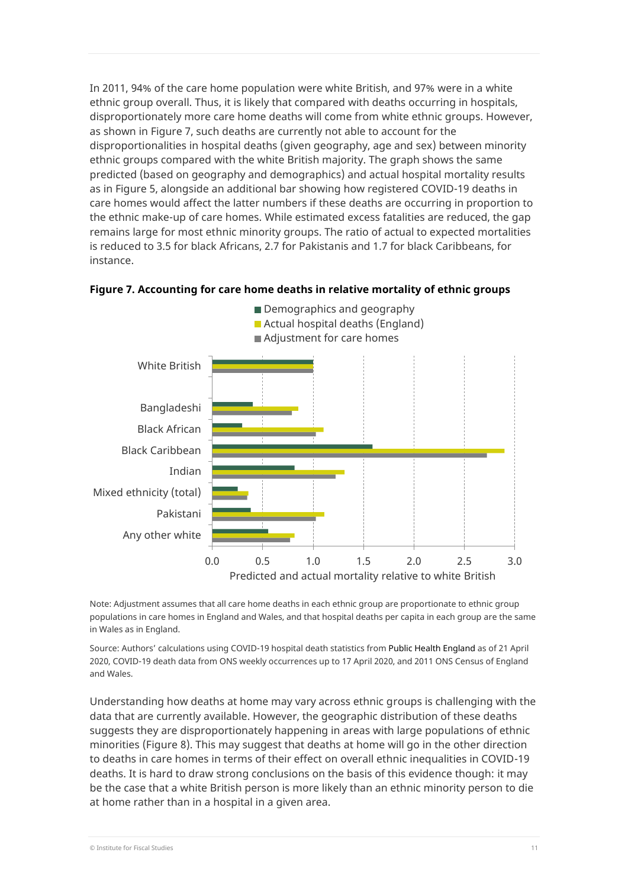In 2011, 94% of the care home population were white British, and 97% were in a white ethnic group overall. Thus, it is likely that compared with deaths occurring in hospitals, disproportionately more care home deaths will come from white ethnic groups. However, as shown in Figure 7, such deaths are currently not able to account for the disproportionalities in hospital deaths (given geography, age and sex) between minority ethnic groups compared with the white British majority. The graph shows the same predicted (based on geography and demographics) and actual hospital mortality results as in Figure 5, alongside an additional bar showing how registered COVID-19 deaths in care homes would affect the latter numbers if these deaths are occurring in proportion to the ethnic make-up of care homes. While estimated excess fatalities are reduced, the gap remains large for most ethnic minority groups. The ratio of actual to expected mortalities is reduced to 3.5 for black Africans, 2.7 for Pakistanis and 1.7 for black Caribbeans, for instance.

**Figure 7. Accounting for care home deaths in relative mortality of ethnic groups**

Note: Adjustment assumes that all care home deaths in each ethnic group are proportionate to ethnic group populations in care homes in England and Wales, and that hospital deaths per capita in each group are the same in Wales as in England.

Source: Authors' calculations using COVID-19 hospital death statistics from Public Health England as of 21 April 2020, COVID-19 death data from ONS weekly occurrences up to 17 April 2020, and 2011 ONS Census of England and Wales.

Understanding how deaths at home may vary across ethnic groups is challenging with the data that are currently available. However, the geographic distribution of these deaths suggests they are disproportionately happening in areas with large populations of ethnic minorities (Figure 8). This may suggest that deaths at home will go in the other direction to deaths in care homes in terms of their effect on overall ethnic inequalities in COVID-19 deaths. It is hard to draw strong conclusions on the basis of this evidence though: it may be the case that a white British person is more likely than an ethnic minority person to die at home rather than in a hospital in a given area.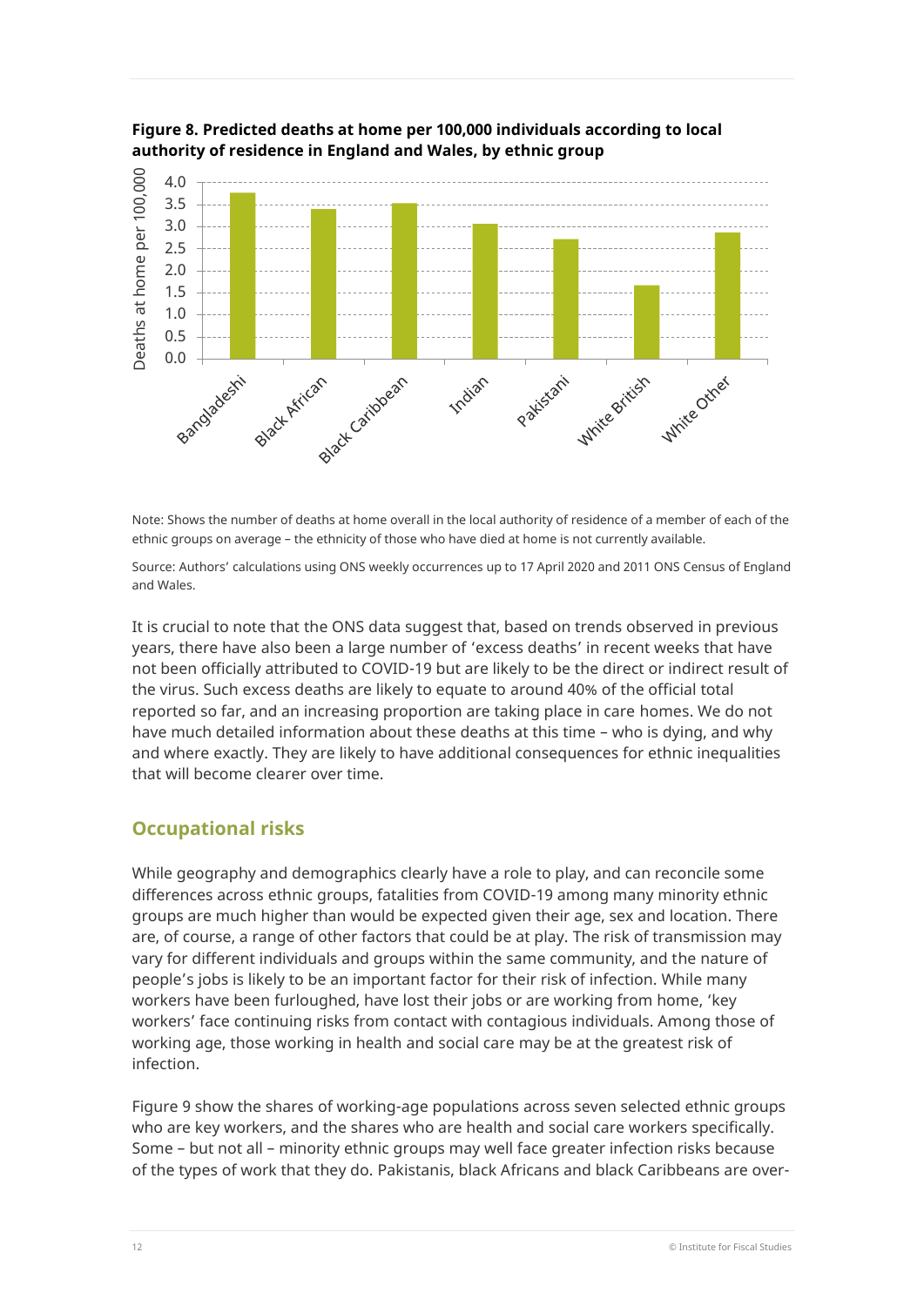**Figure 8. Predicted deaths at home per 100,000 individuals according to local authority of residence in England and Wales, by ethnic group**

Note: Shows the number of deaths at home overall in the local authority of residence of a member of each of the ethnic groups on average – the ethnicity of those who have died at home is not currently available.

Source: Authors' calculations using ONS weekly occurrences up to 17 April 2020 and 2011 ONS Census of England and Wales.

It is crucial to note that the ONS data suggest that, based on trends observed in previous years, there have also been a large number of 'excess deaths' in recent weeks that have not been officially attributed to COVID-19 but are likely to be the direct or indirect result of the virus. Such excess deaths are likely to equate to around 40% of the official total reported so far, and an increasing proportion are taking place in care homes. We do not have much detailed information about these deaths at this time – who is dying, and why and where exactly. They are likely to have additional consequences for ethnic inequalities that will become clearer over time.

## Occupational risks

While geography and demographics clearly have a role to play, and can reconcile some differences across ethnic groups, fatalities from COVID-19 among many minority ethnic groups are much higher than would be expected given their age, sex and location. There are, of course, a range of other factors that could be at play. The risk of transmission may vary for different individuals and groups within the same community, and the nature of people's jobs is likely to be an important factor for their risk of infection. While many workers have been furloughed, have lost their jobs or are working from home, 'key workers' face continuing risks from contact with contagious individuals. Among those of working age, those working in health and social care may be at the greatest risk of infection.

Figure 9 show the shares of working-age populations across seven selected ethnic groups who are key workers, and the shares who are health and social care workers specifically. Some – but not all – minority ethnic groups may well face greater infection risks because of the types of work that they do. Pakistanis, black Africans and black Caribbeans are over-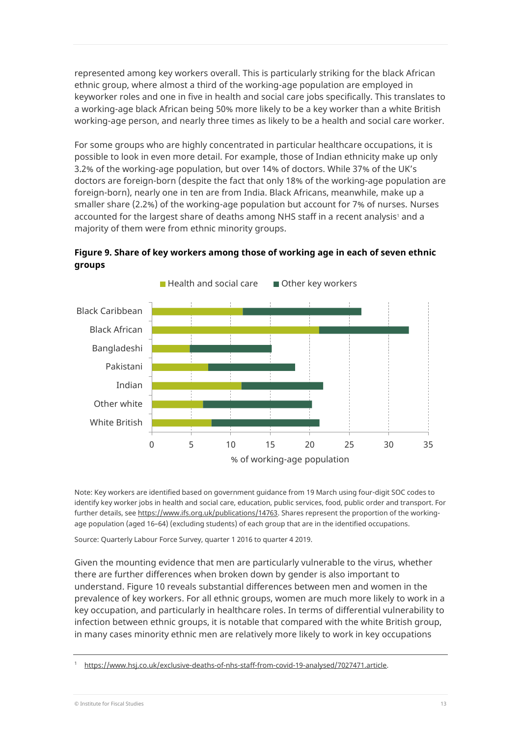represented among key workers overall. This is particularly striking for the black African ethnic group, where almost a third of the working-age population are employed in keyworker roles and one in five in health and social care jobs specifically. This translates to a working-age black African being 50% more likely to be a key worker than a white British working-age person, and nearly three times as likely to be a health and social care worker.

For some groups who are highly concentrated in particular healthcare occupations, it is possible to look in even more detail. For example, those of Indian ethnicity make up only 3.2% of the working-age population, but over 14% of doctors. While 37% of the UK's doctors are foreign-born (despite the fact that only 18% of the working-age population are foreign-born), nearly one in ten are from India. Black Africans, meanwhile, make up a smaller share (2.2%) of the working-age population but account for 7% of nurses. Nurses accounted for the largest share of deaths among NHS staff in a recent analysis[1] and a majority of them were from ethnic minority groups.

**Figure 9. Share of key workers among those of working age in each of seven ethnic groups**

Note: Key workers are identified based on government guidance from 19 March using four-digit SOC codes to identify key worker jobs in health and social care, education, public services, food, public order and transport. For further details, see https://www.ifs.org.uk/publications/14763. Shares represent the proportion of the working-age population (aged 16–64) (excluding students) of each group that are in the identified occupations.

Source: Quarterly Labour Force Survey, quarter 1 2016 to quarter 4 2019.

Given the mounting evidence that men are particularly vulnerable to the virus, whether there are further differences when broken down by gender is also important to understand. Figure 10 reveals substantial differences between men and women in the prevalence of key workers. For all ethnic groups, women are much more likely to work in a key occupation, and particularly in healthcare roles. In terms of differential vulnerability to infection between ethnic groups, it is notable that compared with the white British group, in many cases minority ethnic men are relatively more likely to work in key occupations

[1] https://www.hsj.co.uk/exclusive-deaths-of-nhs-staff-from-covid-19-analysed/7027471.article.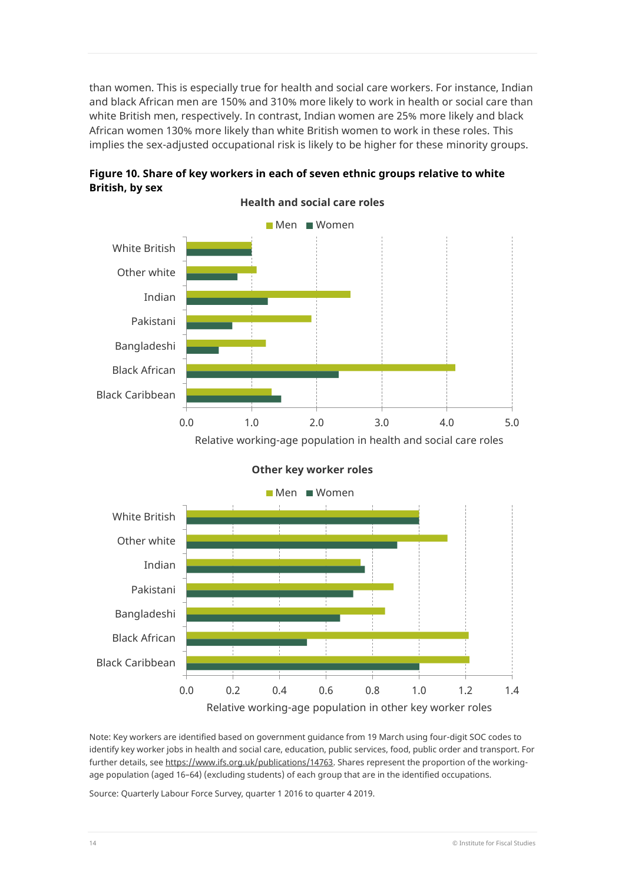than women. This is especially true for health and social care workers. For instance, Indian and black African men are 150% and 310% more likely to work in health or social care than white British men, respectively. In contrast, Indian women are 25% more likely and black African women 130% more likely than white British women to work in these roles. This implies the sex-adjusted occupational risk is likely to be higher for these minority groups.

**Figure 10. Share of key workers in each of seven ethnic groups relative to white British, by sex**

Note: Key workers are identified based on government guidance from 19 March using four-digit SOC codes to identify key worker jobs in health and social care, education, public services, food, public order and transport. For further details, see https://www.ifs.org.uk/publications/14763. Shares represent the proportion of the working-age population (aged 16–64) (excluding students) of each group that are in the identified occupations.

Source: Quarterly Labour Force Survey, quarter 1 2016 to quarter 4 2019.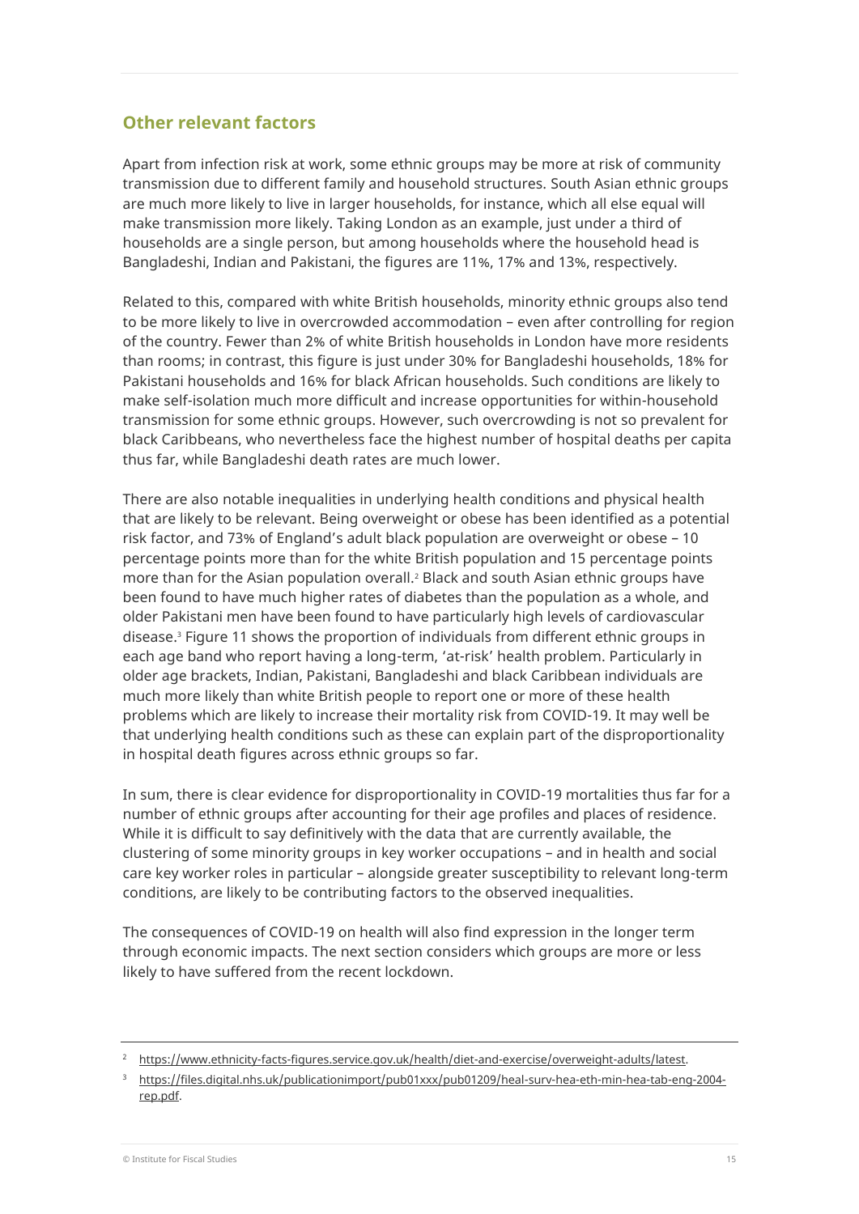## Other relevant factors

Apart from infection risk at work, some ethnic groups may be more at risk of community transmission due to different family and household structures. South Asian ethnic groups are much more likely to live in larger households, for instance, which all else equal will make transmission more likely. Taking London as an example, just under a third of households are a single person, but among households where the household head is Bangladeshi, Indian and Pakistani, the figures are 11%, 17% and 13%, respectively.

Related to this, compared with white British households, minority ethnic groups also tend to be more likely to live in overcrowded accommodation – even after controlling for region of the country. Fewer than 2% of white British households in London have more residents than rooms; in contrast, this figure is just under 30% for Bangladeshi households, 18% for Pakistani households and 16% for black African households. Such conditions are likely to make self-isolation much more difficult and increase opportunities for within-household transmission for some ethnic groups. However, such overcrowding is not so prevalent for black Caribbeans, who nevertheless face the highest number of hospital deaths per capita thus far, while Bangladeshi death rates are much lower.

There are also notable inequalities in underlying health conditions and physical health that are likely to be relevant. Being overweight or obese has been identified as a potential risk factor, and 73% of England's adult black population are overweight or obese – 10 percentage points more than for the white British population and 15 percentage points more than for the Asian population overall.[2] Black and south Asian ethnic groups have been found to have much higher rates of diabetes than the population as a whole, and older Pakistani men have been found to have particularly high levels of cardiovascular disease.[3] Figure 11 shows the proportion of individuals from different ethnic groups in each age band who report having a long-term, 'at-risk' health problem. Particularly in older age brackets, Indian, Pakistani, Bangladeshi and black Caribbean individuals are much more likely than white British people to report one or more of these health problems which are likely to increase their mortality risk from COVID-19. It may well be that underlying health conditions such as these can explain part of the disproportionality in hospital death figures across ethnic groups so far.

In sum, there is clear evidence for disproportionality in COVID-19 mortalities thus far for a number of ethnic groups after accounting for their age profiles and places of residence. While it is difficult to say definitively with the data that are currently available, the clustering of some minority groups in key worker occupations – and in health and social care key worker roles in particular – alongside greater susceptibility to relevant long-term conditions, are likely to be contributing factors to the observed inequalities.

The consequences of COVID-19 on health will also find expression in the longer term through economic impacts. The next section considers which groups are more or less likely to have suffered from the recent lockdown.

---

[2] https://www.ethnicity-facts-figures.service.gov.uk/health/diet-and-exercise/overweight-adults/latest.

[3] https://files.digital.nhs.uk/publicationimport/pub01xxx/pub01209/heal-surv-hea-eth-min-hea-tab-eng-2004-rep.pdf.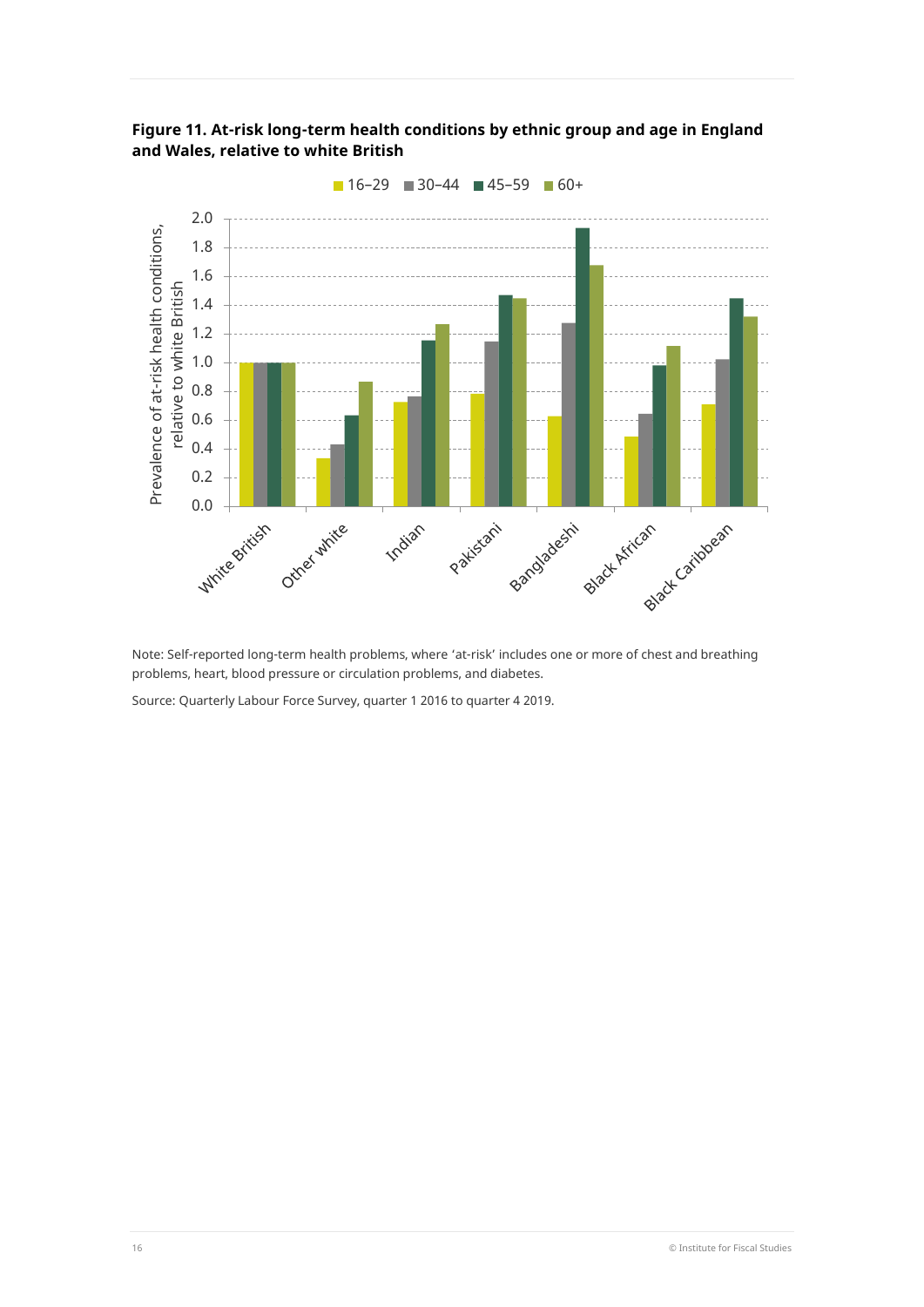**Figure 11. At-risk long-term health conditions by ethnic group and age in England and Wales, relative to white British**

Note: Self-reported long-term health problems, where 'at-risk' includes one or more of chest and breathing problems, heart, blood pressure or circulation problems, and diabetes.

Source: Quarterly Labour Force Survey, quarter 1 2016 to quarter 4 2019.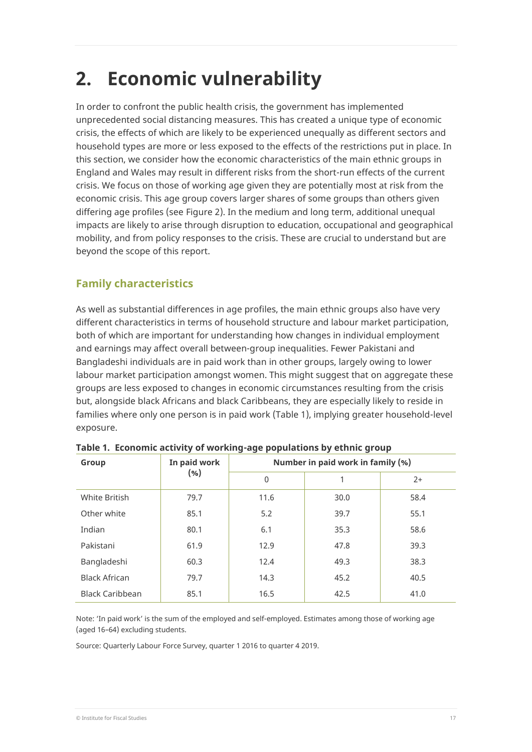# 2. Economic vulnerability

In order to confront the public health crisis, the government has implemented unprecedented social distancing measures. This has created a unique type of economic crisis, the effects of which are likely to be experienced unequally as different sectors and household types are more or less exposed to the effects of the restrictions put in place. In this section, we consider how the economic characteristics of the main ethnic groups in England and Wales may result in different risks from the short-run effects of the current crisis. We focus on those of working age given they are potentially most at risk from the economic crisis. This age group covers larger shares of some groups than others given differing age profiles (see Figure 2). In the medium and long term, additional unequal impacts are likely to arise through disruption to education, occupational and geographical mobility, and from policy responses to the crisis. These are crucial to understand but are beyond the scope of this report.

## Family characteristics

As well as substantial differences in age profiles, the main ethnic groups also have very different characteristics in terms of household structure and labour market participation, both of which are important for understanding how changes in individual employment and earnings may affect overall between-group inequalities. Fewer Pakistani and Bangladeshi individuals are in paid work than in other groups, largely owing to lower labour market participation amongst women. This might suggest that on aggregate these groups are less exposed to changes in economic circumstances resulting from the crisis but, alongside black Africans and black Caribbeans, they are especially likely to reside in families where only one person is in paid work (Table 1), implying greater household-level exposure.

**Table 1. Economic activity of working-age populations by ethnic group**

| Group | In paid work (%) | Number in paid work in family (%) | | |
|---|---|---|---|---|
| | | 0 | 1 | 2+ |
| White British | 79.7 | 11.6 | 30.0 | 58.4 |
| Other white | 85.1 | 5.2 | 39.7 | 55.1 |
| Indian | 80.1 | 6.1 | 35.3 | 58.6 |
| Pakistani | 61.9 | 12.9 | 47.8 | 39.3 |
| Bangladeshi | 60.3 | 12.4 | 49.3 | 38.3 |
| Black African | 79.7 | 14.3 | 45.2 | 40.5 |
| Black Caribbean | 85.1 | 16.5 | 42.5 | 41.0 |

Note: 'In paid work' is the sum of the employed and self-employed. Estimates among those of working age (aged 16–64) excluding students.

Source: Quarterly Labour Force Survey, quarter 1 2016 to quarter 4 2019.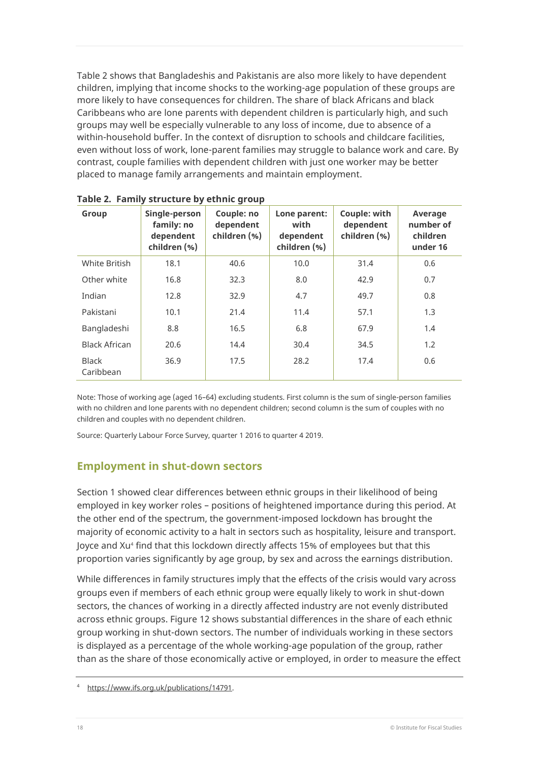Table 2 shows that Bangladeshis and Pakistanis are also more likely to have dependent children, implying that income shocks to the working-age population of these groups are more likely to have consequences for children. The share of black Africans and black Caribbeans who are lone parents with dependent children is particularly high, and such groups may well be especially vulnerable to any loss of income, due to absence of a within-household buffer. In the context of disruption to schools and childcare facilities, even without loss of work, lone-parent families may struggle to balance work and care. By contrast, couple families with dependent children with just one worker may be better placed to manage family arrangements and maintain employment.

**Table 2. Family structure by ethnic group**

| Group | Single-person family: no dependent children (%) | Couple: no dependent children (%) | Lone parent: with dependent children (%) | Couple: with dependent children (%) | Average number of children under 16 |
|---|---|---|---|---|---|
| White British | 18.1 | 40.6 | 10.0 | 31.4 | 0.6 |
| Other white | 16.8 | 32.3 | 8.0 | 42.9 | 0.7 |
| Indian | 12.8 | 32.9 | 4.7 | 49.7 | 0.8 |
| Pakistani | 10.1 | 21.4 | 11.4 | 57.1 | 1.3 |
| Bangladeshi | 8.8 | 16.5 | 6.8 | 67.9 | 1.4 |
| Black African | 20.6 | 14.4 | 30.4 | 34.5 | 1.2 |
| Black Caribbean | 36.9 | 17.5 | 28.2 | 17.4 | 0.6 |

Note: Those of working age (aged 16–64) excluding students. First column is the sum of single-person families with no children and lone parents with no dependent children; second column is the sum of couples with no children and couples with no dependent children.

Source: Quarterly Labour Force Survey, quarter 1 2016 to quarter 4 2019.

## Employment in shut-down sectors

Section 1 showed clear differences between ethnic groups in their likelihood of being employed in key worker roles – positions of heightened importance during this period. At the other end of the spectrum, the government-imposed lockdown has brought the majority of economic activity to a halt in sectors such as hospitality, leisure and transport. Joyce and Xu[4] find that this lockdown directly affects 15% of employees but that this proportion varies significantly by age group, by sex and across the earnings distribution.

While differences in family structures imply that the effects of the crisis would vary across groups even if members of each ethnic group were equally likely to work in shut-down sectors, the chances of working in a directly affected industry are not evenly distributed across ethnic groups. Figure 12 shows substantial differences in the share of each ethnic group working in shut-down sectors. The number of individuals working in these sectors is displayed as a percentage of the whole working-age population of the group, rather than as the share of those economically active or employed, in order to measure the effect

[4] https://www.ifs.org.uk/publications/14791.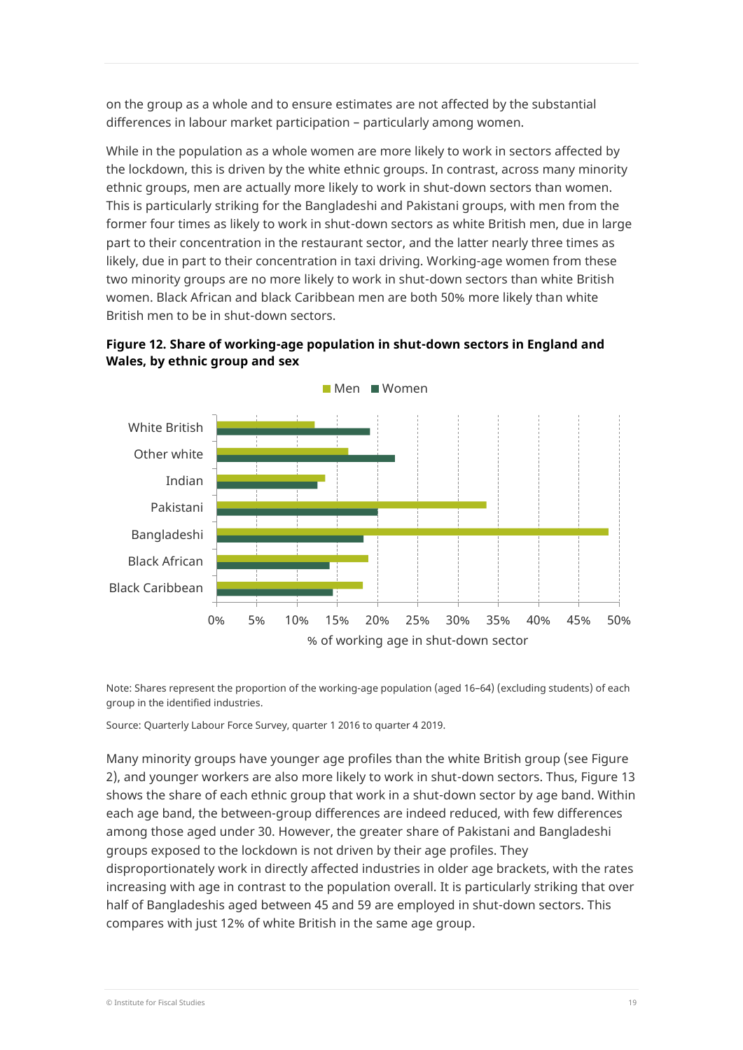on the group as a whole and to ensure estimates are not affected by the substantial differences in labour market participation – particularly among women.

While in the population as a whole women are more likely to work in sectors affected by the lockdown, this is driven by the white ethnic groups. In contrast, across many minority ethnic groups, men are actually more likely to work in shut-down sectors than women. This is particularly striking for the Bangladeshi and Pakistani groups, with men from the former four times as likely to work in shut-down sectors as white British men, due in large part to their concentration in the restaurant sector, and the latter nearly three times as likely, due in part to their concentration in taxi driving. Working-age women from these two minority groups are no more likely to work in shut-down sectors than white British women. Black African and black Caribbean men are both 50% more likely than white British men to be in shut-down sectors.

**Figure 12. Share of working-age population in shut-down sectors in England and Wales, by ethnic group and sex**

Note: Shares represent the proportion of the working-age population (aged 16–64) (excluding students) of each group in the identified industries.

Source: Quarterly Labour Force Survey, quarter 1 2016 to quarter 4 2019.

Many minority groups have younger age profiles than the white British group (see Figure 2), and younger workers are also more likely to work in shut-down sectors. Thus, Figure 13 shows the share of each ethnic group that work in a shut-down sector by age band. Within each age band, the between-group differences are indeed reduced, with few differences among those aged under 30. However, the greater share of Pakistani and Bangladeshi groups exposed to the lockdown is not driven by their age profiles. They disproportionately work in directly affected industries in older age brackets, with the rates increasing with age in contrast to the population overall. It is particularly striking that over half of Bangladeshis aged between 45 and 59 are employed in shut-down sectors. This compares with just 12% of white British in the same age group.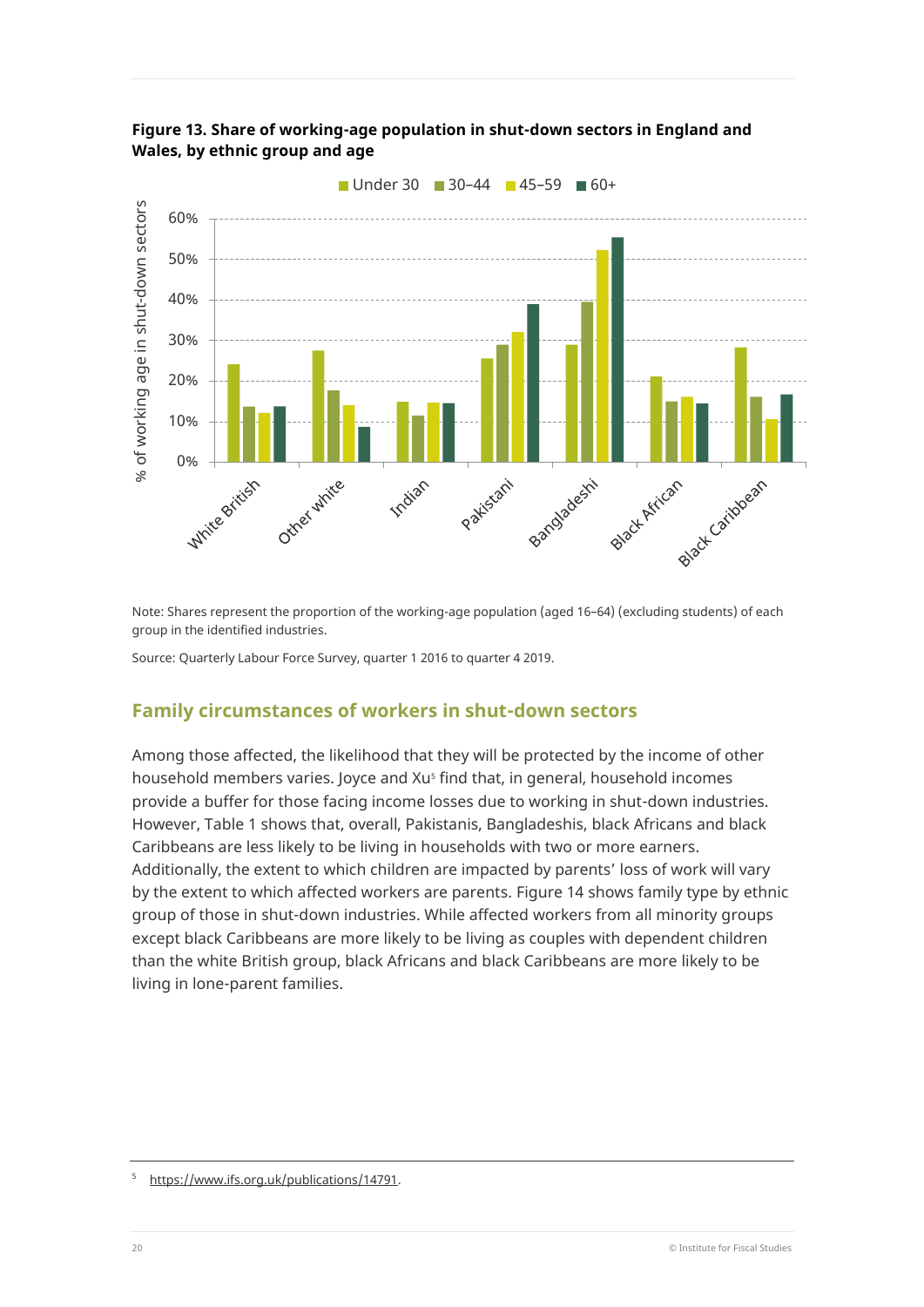**Figure 13. Share of working-age population in shut-down sectors in England and Wales, by ethnic group and age**

Note: Shares represent the proportion of the working-age population (aged 16–64) (excluding students) of each group in the identified industries.

Source: Quarterly Labour Force Survey, quarter 1 2016 to quarter 4 2019.

## Family circumstances of workers in shut-down sectors

Among those affected, the likelihood that they will be protected by the income of other household members varies. Joyce and Xu[5] find that, in general, household incomes provide a buffer for those facing income losses due to working in shut-down industries. However, Table 1 shows that, overall, Pakistanis, Bangladeshis, black Africans and black Caribbeans are less likely to be living in households with two or more earners. Additionally, the extent to which children are impacted by parents' loss of work will vary by the extent to which affected workers are parents. Figure 14 shows family type by ethnic group of those in shut-down industries. While affected workers from all minority groups except black Caribbeans are more likely to be living as couples with dependent children than the white British group, black Africans and black Caribbeans are more likely to be living in lone-parent families.

[5] https://www.ifs.org.uk/publications/14791.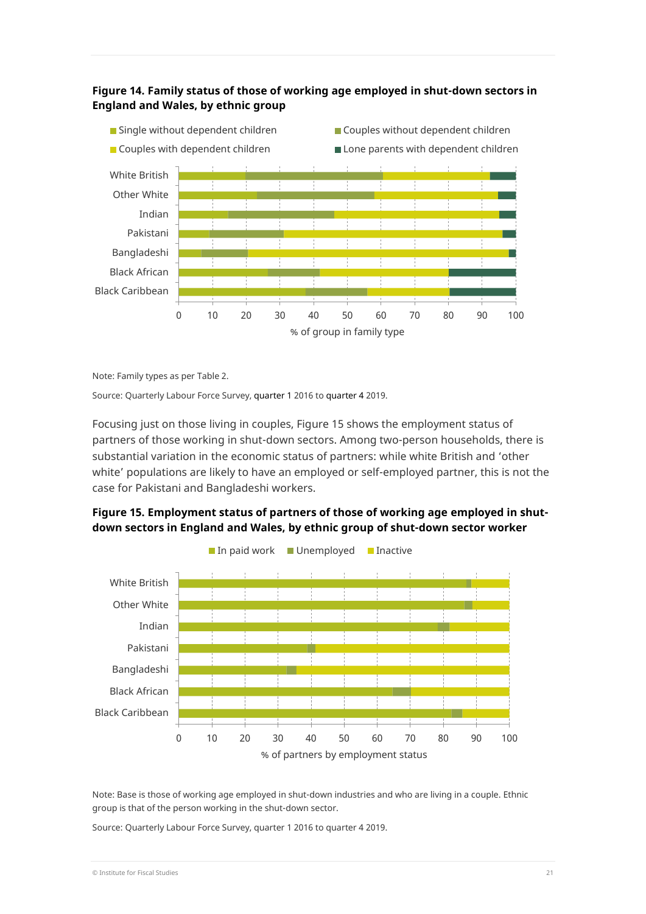**Figure 14. Family status of those of working age employed in shut-down sectors in England and Wales, by ethnic group**

Note: Family types as per Table 2.

Source: Quarterly Labour Force Survey, quarter 1 2016 to quarter 4 2019.

Focusing just on those living in couples, Figure 15 shows the employment status of partners of those working in shut-down sectors. Among two-person households, there is substantial variation in the economic status of partners: while white British and 'other white' populations are likely to have an employed or self-employed partner, this is not the case for Pakistani and Bangladeshi workers.

**Figure 15. Employment status of partners of those of working age employed in shut-down sectors in England and Wales, by ethnic group of shut-down sector worker**

Note: Base is those of working age employed in shut-down industries and who are living in a couple. Ethnic group is that of the person working in the shut-down sector.

Source: Quarterly Labour Force Survey, quarter 1 2016 to quarter 4 2019.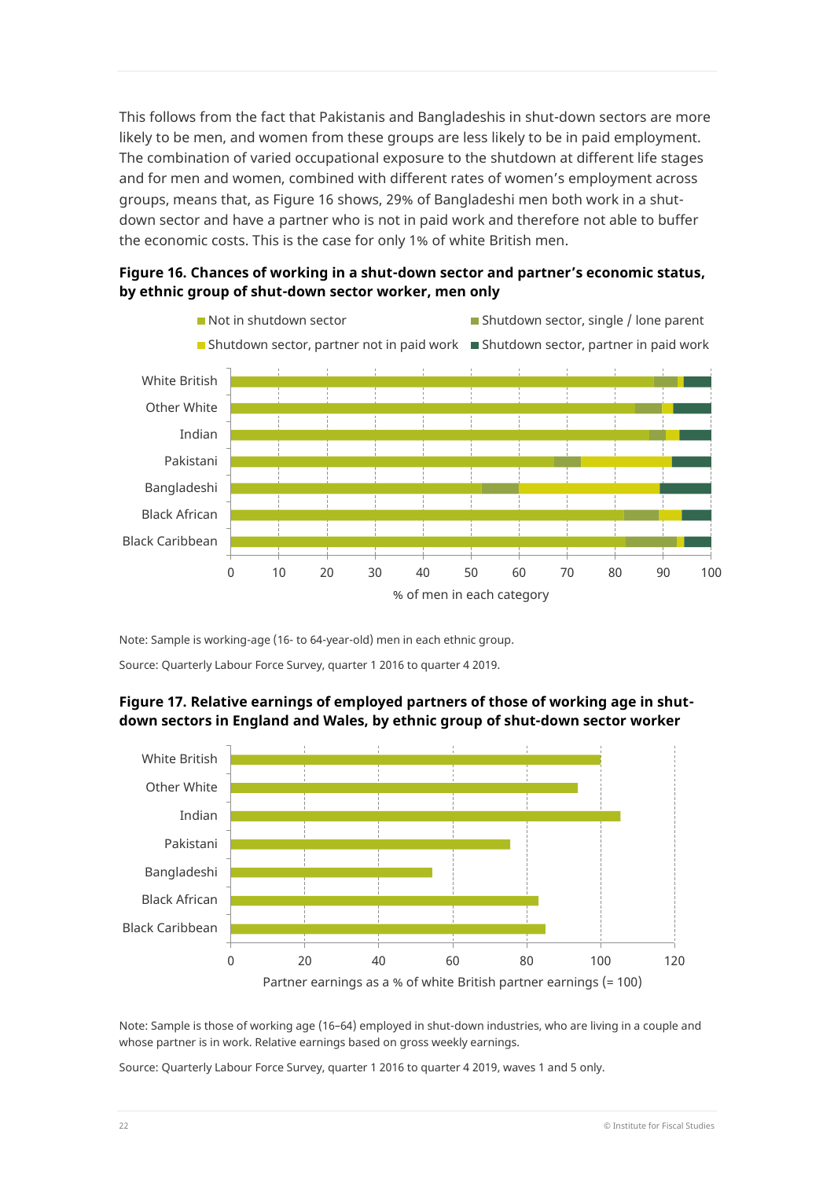This follows from the fact that Pakistanis and Bangladeshis in shut-down sectors are more likely to be men, and women from these groups are less likely to be in paid employment. The combination of varied occupational exposure to the shutdown at different life stages and for men and women, combined with different rates of women's employment across groups, means that, as Figure 16 shows, 29% of Bangladeshi men both work in a shut-down sector and have a partner who is not in paid work and therefore not able to buffer the economic costs. This is the case for only 1% of white British men.

**Figure 16. Chances of working in a shut-down sector and partner's economic status, by ethnic group of shut-down sector worker, men only**

Note: Sample is working-age (16- to 64-year-old) men in each ethnic group.

Source: Quarterly Labour Force Survey, quarter 1 2016 to quarter 4 2019.

**Figure 17. Relative earnings of employed partners of those of working age in shut-down sectors in England and Wales, by ethnic group of shut-down sector worker**

Note: Sample is those of working age (16–64) employed in shut-down industries, who are living in a couple and whose partner is in work. Relative earnings based on gross weekly earnings.

Source: Quarterly Labour Force Survey, quarter 1 2016 to quarter 4 2019, waves 1 and 5 only.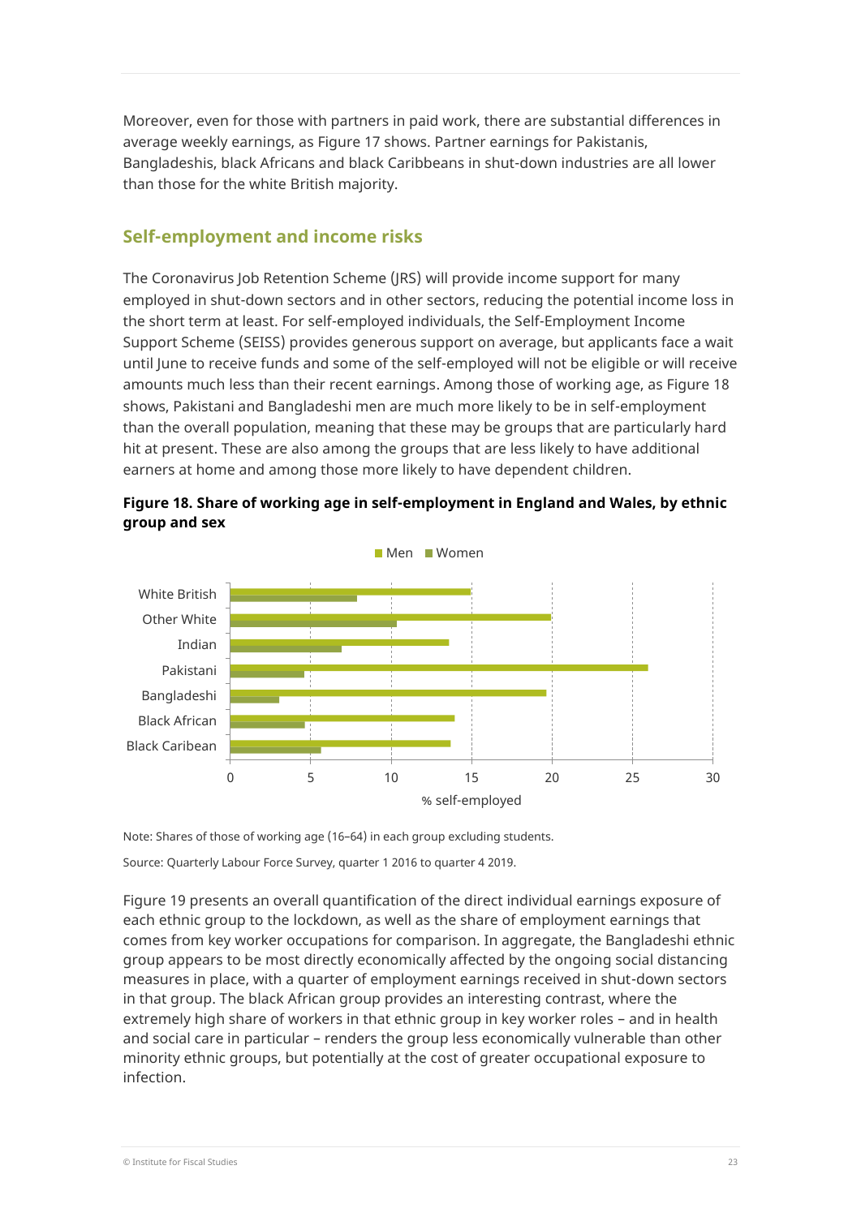Moreover, even for those with partners in paid work, there are substantial differences in average weekly earnings, as Figure 17 shows. Partner earnings for Pakistanis, Bangladeshis, black Africans and black Caribbeans in shut-down industries are all lower than those for the white British majority.

## Self-employment and income risks

The Coronavirus Job Retention Scheme (JRS) will provide income support for many employed in shut-down sectors and in other sectors, reducing the potential income loss in the short term at least. For self-employed individuals, the Self-Employment Income Support Scheme (SEISS) provides generous support on average, but applicants face a wait until June to receive funds and some of the self-employed will not be eligible or will receive amounts much less than their recent earnings. Among those of working age, as Figure 18 shows, Pakistani and Bangladeshi men are much more likely to be in self-employment than the overall population, meaning that these may be groups that are particularly hard hit at present. These are also among the groups that are less likely to have additional earners at home and among those more likely to have dependent children.

**Figure 18. Share of working age in self-employment in England and Wales, by ethnic group and sex**

Note: Shares of those of working age (16–64) in each group excluding students.

Source: Quarterly Labour Force Survey, quarter 1 2016 to quarter 4 2019.

Figure 19 presents an overall quantification of the direct individual earnings exposure of each ethnic group to the lockdown, as well as the share of employment earnings that comes from key worker occupations for comparison. In aggregate, the Bangladeshi ethnic group appears to be most directly economically affected by the ongoing social distancing measures in place, with a quarter of employment earnings received in shut-down sectors in that group. The black African group provides an interesting contrast, where the extremely high share of workers in that ethnic group in key worker roles – and in health and social care in particular – renders the group less economically vulnerable than other minority ethnic groups, but potentially at the cost of greater occupational exposure to infection.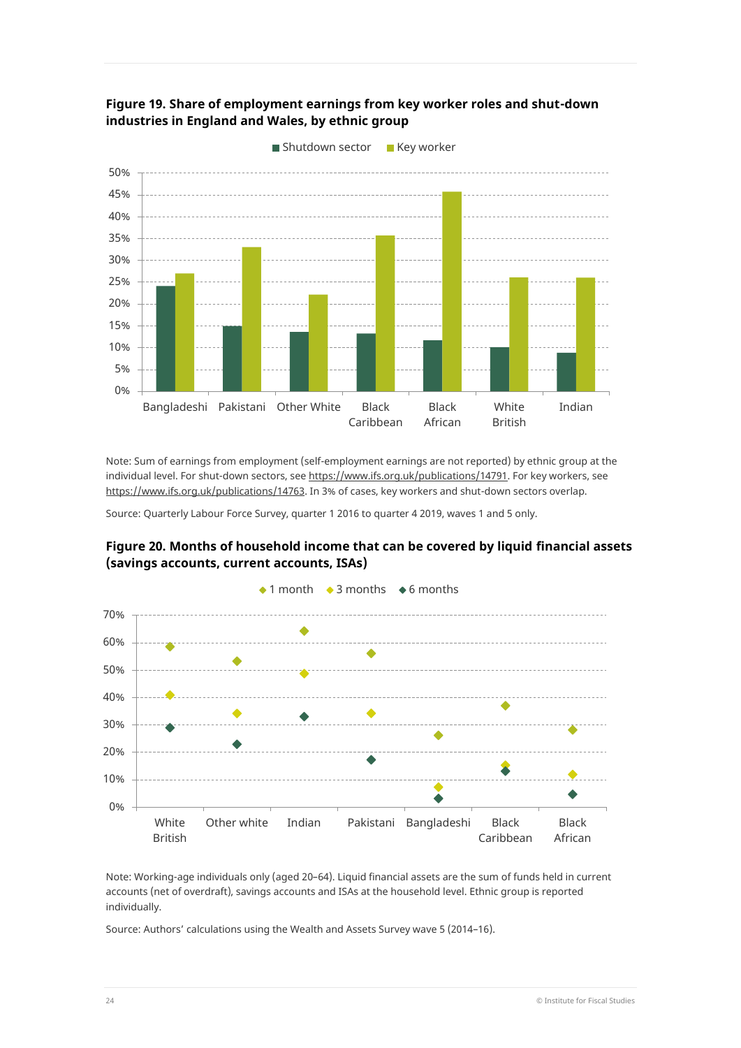**Figure 19. Share of employment earnings from key worker roles and shut-down industries in England and Wales, by ethnic group**

Note: Sum of earnings from employment (self-employment earnings are not reported) by ethnic group at the individual level. For shut-down sectors, see https://www.ifs.org.uk/publications/14791. For key workers, see https://www.ifs.org.uk/publications/14763. In 3% of cases, key workers and shut-down sectors overlap.

Source: Quarterly Labour Force Survey, quarter 1 2016 to quarter 4 2019, waves 1 and 5 only.

**Figure 20. Months of household income that can be covered by liquid financial assets (savings accounts, current accounts, ISAs)**

Note: Working-age individuals only (aged 20–64). Liquid financial assets are the sum of funds held in current accounts (net of overdraft), savings accounts and ISAs at the household level. Ethnic group is reported individually.

Source: Authors' calculations using the Wealth and Assets Survey wave 5 (2014–16).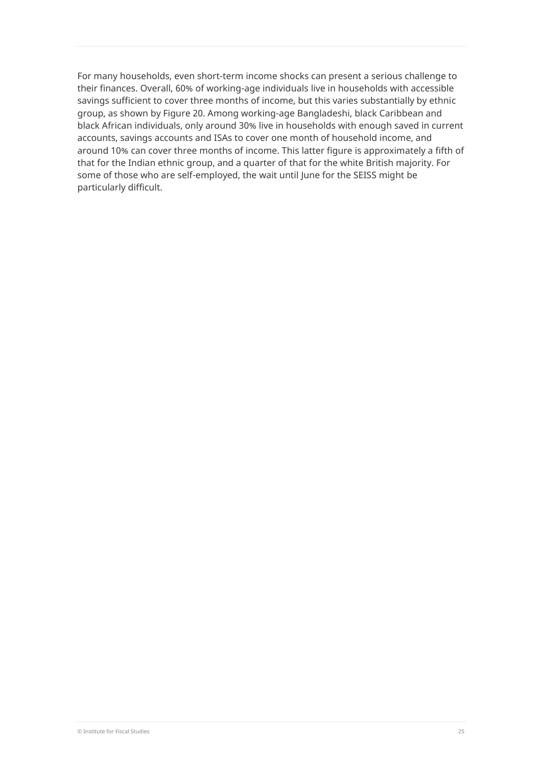For many households, even short-term income shocks can present a serious challenge to their finances. Overall, 60% of working-age individuals live in households with accessible savings sufficient to cover three months of income, but this varies substantially by ethnic group, as shown by Figure 20. Among working-age Bangladeshi, black Caribbean and black African individuals, only around 30% live in households with enough saved in current accounts, savings accounts and ISAs to cover one month of household income, and around 10% can cover three months of income. This latter figure is approximately a fifth of that for the Indian ethnic group, and a quarter of that for the white British majority. For some of those who are self-employed, the wait until June for the SEISS might be particularly difficult.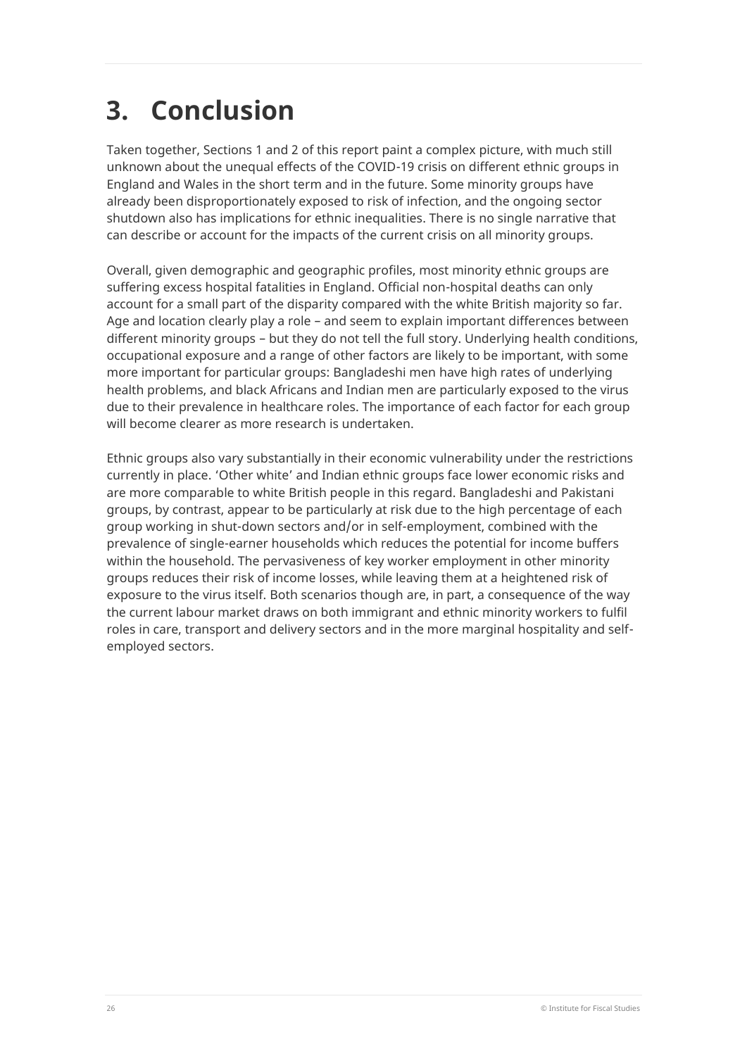# 3. Conclusion

Taken together, Sections 1 and 2 of this report paint a complex picture, with much still unknown about the unequal effects of the COVID-19 crisis on different ethnic groups in England and Wales in the short term and in the future. Some minority groups have already been disproportionately exposed to risk of infection, and the ongoing sector shutdown also has implications for ethnic inequalities. There is no single narrative that can describe or account for the impacts of the current crisis on all minority groups.

Overall, given demographic and geographic profiles, most minority ethnic groups are suffering excess hospital fatalities in England. Official non-hospital deaths can only account for a small part of the disparity compared with the white British majority so far. Age and location clearly play a role – and seem to explain important differences between different minority groups – but they do not tell the full story. Underlying health conditions, occupational exposure and a range of other factors are likely to be important, with some more important for particular groups: Bangladeshi men have high rates of underlying health problems, and black Africans and Indian men are particularly exposed to the virus due to their prevalence in healthcare roles. The importance of each factor for each group will become clearer as more research is undertaken.

Ethnic groups also vary substantially in their economic vulnerability under the restrictions currently in place. 'Other white' and Indian ethnic groups face lower economic risks and are more comparable to white British people in this regard. Bangladeshi and Pakistani groups, by contrast, appear to be particularly at risk due to the high percentage of each group working in shut-down sectors and/or in self-employment, combined with the prevalence of single-earner households which reduces the potential for income buffers within the household. The pervasiveness of key worker employment in other minority groups reduces their risk of income losses, while leaving them at a heightened risk of exposure to the virus itself. Both scenarios though are, in part, a consequence of the way the current labour market draws on both immigrant and ethnic minority workers to fulfil roles in care, transport and delivery sectors and in the more marginal hospitality and self-employed sectors.